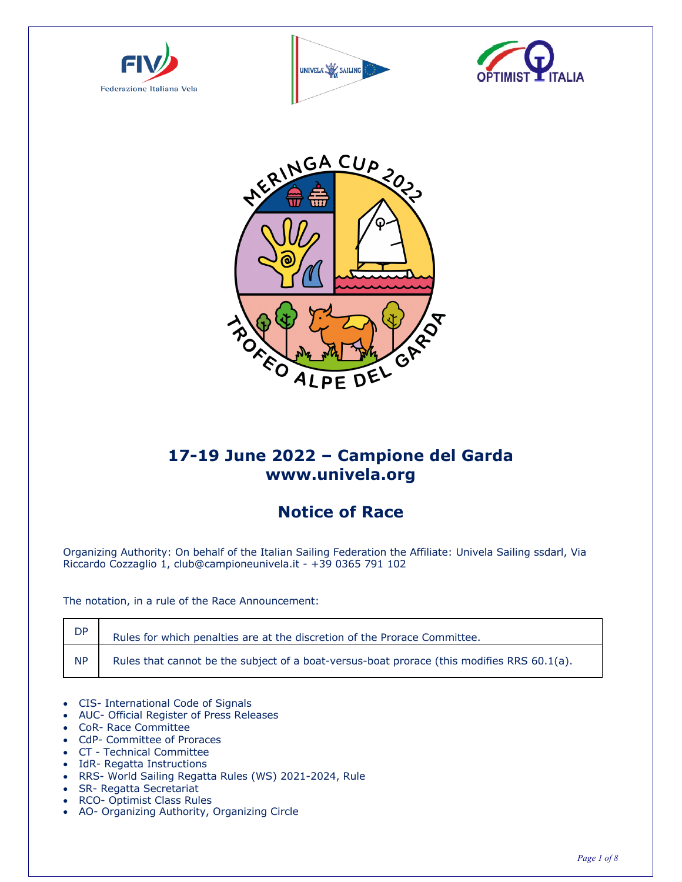MERINGA CUP 2022

TROFEO ALPE DEL GARDA

## 17-19 June 2022 – Campione del Garda
## www.univela.org

# Notice of Race

Organizing Authority: On behalf of the Italian Sailing Federation the Affiliate: Univela Sailing ssdarl, Via Riccardo Cozzaglio 1, club@campioneunivela.it - +39 0365 791 102

The notation, in a rule of the Race Announcement:

| | |
|---|---|
| DP | Rules for which penalties are at the discretion of the Prorace Committee. |
| NP | Rules that cannot be the subject of a boat-versus-boat prorace (this modifies RRS 60.1(a). |

- CIS- International Code of Signals
- AUC- Official Register of Press Releases
- CoR- Race Committee
- CdP- Committee of Proraces
- CT - Technical Committee
- IdR- Regatta Instructions
- RRS- World Sailing Regatta Rules (WS) 2021-2024, Rule
- SR- Regatta Secretariat
- RCO- Optimist Class Rules
- AO- Organizing Authority, Organizing Circle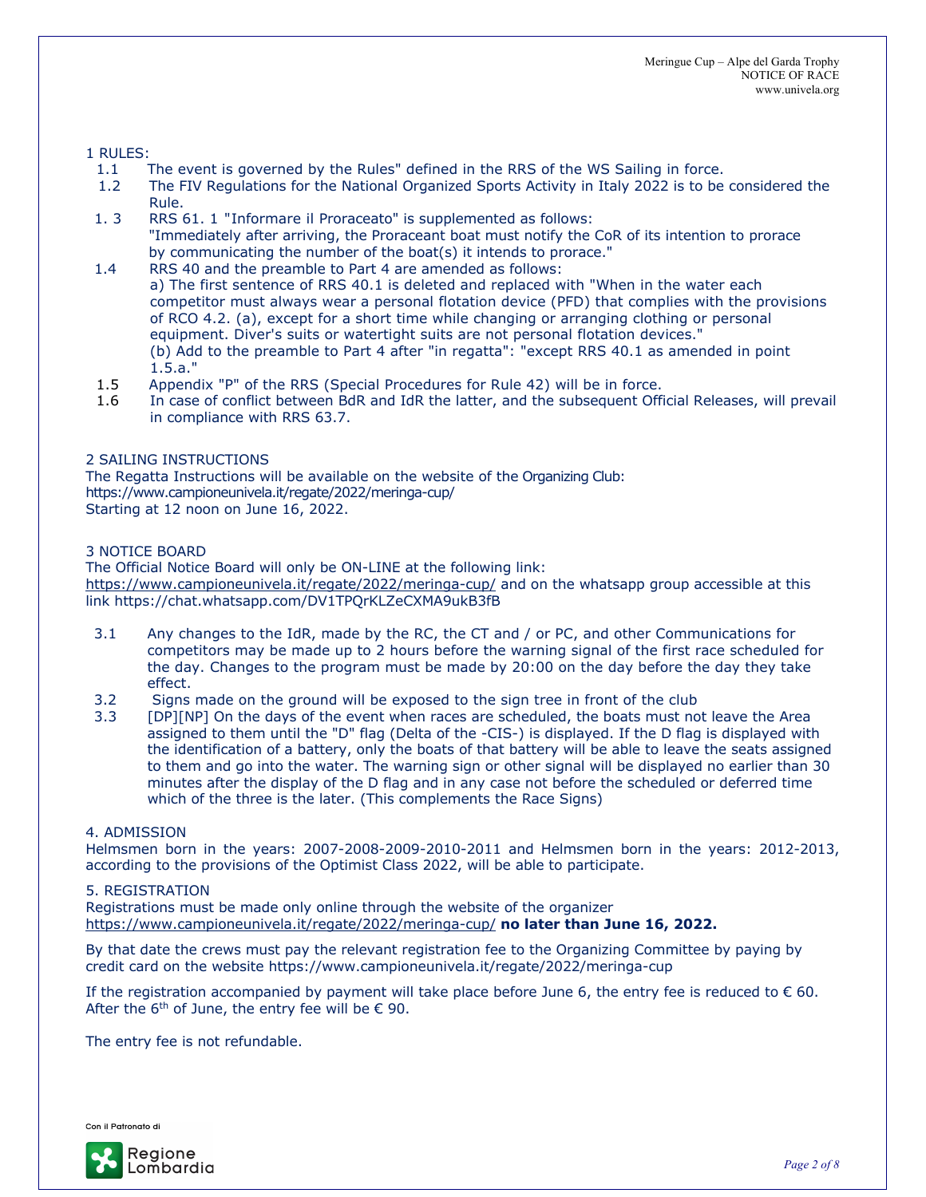## 1 RULES:

1.1 The event is governed by the Rules" defined in the RRS of the WS Sailing in force.

1.2 The FIV Regulations for the National Organized Sports Activity in Italy 2022 is to be considered the Rule.

1. 3 RRS 61. 1 "Informare il Proraceato" is supplemented as follows:
"Immediately after arriving, the Proraceant boat must notify the CoR of its intention to prorace by communicating the number of the boat(s) it intends to prorace."

1.4 RRS 40 and the preamble to Part 4 are amended as follows:
a) The first sentence of RRS 40.1 is deleted and replaced with "When in the water each competitor must always wear a personal flotation device (PFD) that complies with the provisions of RCO 4.2. (a), except for a short time while changing or arranging clothing or personal equipment. Diver's suits or watertight suits are not personal flotation devices."
(b) Add to the preamble to Part 4 after "in regatta": "except RRS 40.1 as amended in point 1.5.a."

1.5 Appendix "P" of the RRS (Special Procedures for Rule 42) will be in force.

1.6 In case of conflict between BdR and IdR the latter, and the subsequent Official Releases, will prevail in compliance with RRS 63.7.

## 2 SAILING INSTRUCTIONS

The Regatta Instructions will be available on the website of the Organizing Club:
https://www.campioneunivela.it/regate/2022/meringa-cup/
Starting at 12 noon on June 16, 2022.

## 3 NOTICE BOARD

The Official Notice Board will only be ON-LINE at the following link:
https://www.campioneunivela.it/regate/2022/meringa-cup/ and on the whatsapp group accessible at this link https://chat.whatsapp.com/DV1TPQrKLZeCXMA9ukB3fB

3.1 Any changes to the IdR, made by the RC, the CT and / or PC, and other Communications for competitors may be made up to 2 hours before the warning signal of the first race scheduled for the day. Changes to the program must be made by 20:00 on the day before the day they take effect.

3.2 Signs made on the ground will be exposed to the sign tree in front of the club

3.3 [DP][NP] On the days of the event when races are scheduled, the boats must not leave the Area assigned to them until the "D" flag (Delta of the -CIS-) is displayed. If the D flag is displayed with the identification of a battery, only the boats of that battery will be able to leave the seats assigned to them and go into the water. The warning sign or other signal will be displayed no earlier than 30 minutes after the display of the D flag and in any case not before the scheduled or deferred time which of the three is the later. (This complements the Race Signs)

## 4. ADMISSION

Helmsmen born in the years: 2007-2008-2009-2010-2011 and Helmsmen born in the years: 2012-2013, according to the provisions of the Optimist Class 2022, will be able to participate.

## 5. REGISTRATION

Registrations must be made only online through the website of the organizer
https://www.campioneunivela.it/regate/2022/meringa-cup/ **no later than June 16, 2022.**

By that date the crews must pay the relevant registration fee to the Organizing Committee by paying by credit card on the website https://www.campioneunivela.it/regate/2022/meringa-cup

If the registration accompanied by payment will take place before June 6, the entry fee is reduced to € 60. After the 6th of June, the entry fee will be € 90.

The entry fee is not refundable.

Con il Patronato di

Regione Lombardia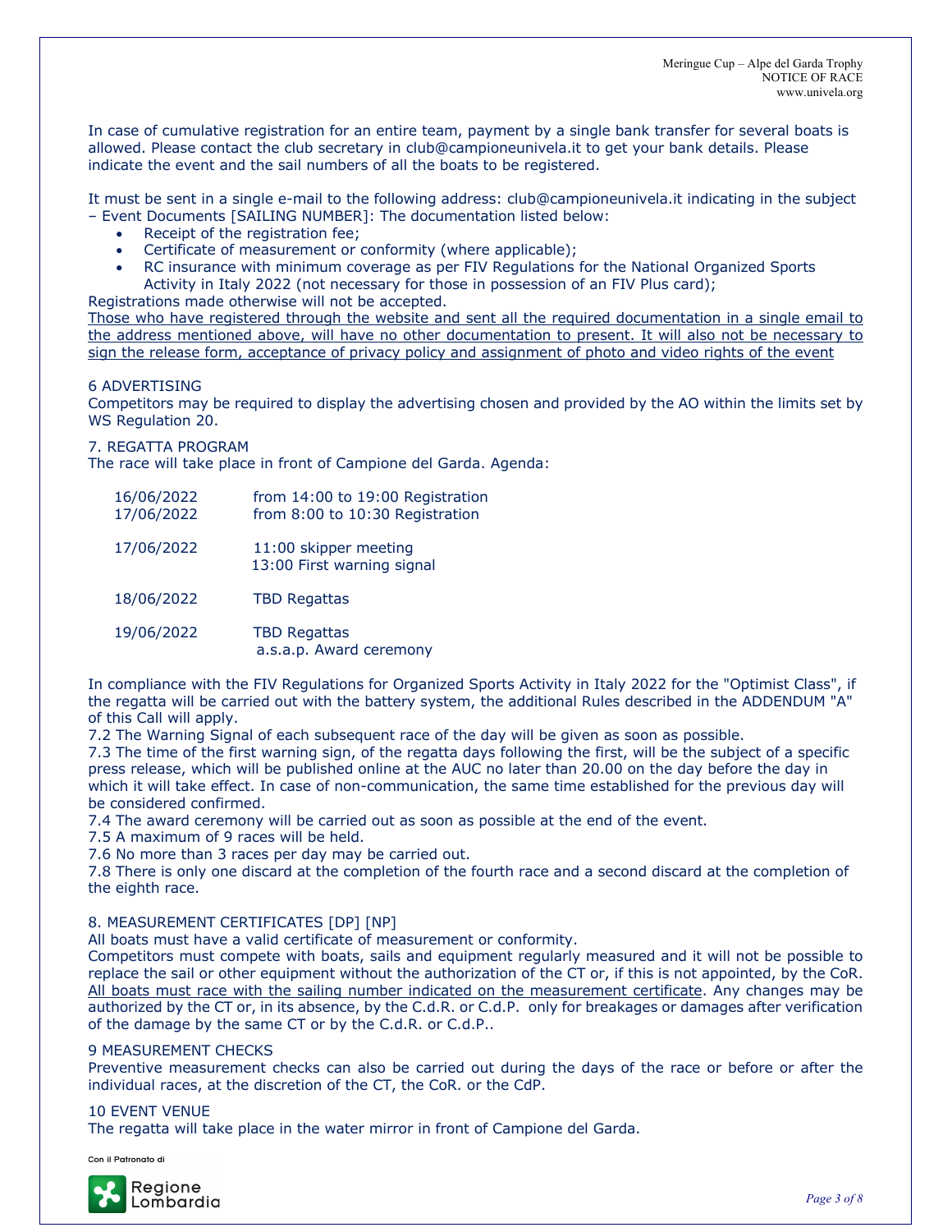In case of cumulative registration for an entire team, payment by a single bank transfer for several boats is allowed. Please contact the club secretary in club@campioneunivela.it to get your bank details. Please indicate the event and the sail numbers of all the boats to be registered.

It must be sent in a single e-mail to the following address: club@campioneunivela.it indicating in the subject – Event Documents [SAILING NUMBER]: The documentation listed below:

- Receipt of the registration fee;
- Certificate of measurement or conformity (where applicable);
- RC insurance with minimum coverage as per FIV Regulations for the National Organized Sports Activity in Italy 2022 (not necessary for those in possession of an FIV Plus card);

Registrations made otherwise will not be accepted.
<u>Those who have registered through the website and sent all the required documentation in a single email to the address mentioned above, will have no other documentation to present. It will also not be necessary to sign the release form, acceptance of privacy policy and assignment of photo and video rights of the event</u>

## 6 ADVERTISING

Competitors may be required to display the advertising chosen and provided by the AO within the limits set by WS Regulation 20.

## 7. REGATTA PROGRAM

The race will take place in front of Campione del Garda. Agenda:

| | |
|---|---|
| 16/06/2022 | from 14:00 to 19:00 Registration |
| 17/06/2022 | from 8:00 to 10:30 Registration |
| 17/06/2022 | 11:00 skipper meeting<br>13:00 First warning signal |
| 18/06/2022 | TBD Regattas |
| 19/06/2022 | TBD Regattas<br>a.s.a.p. Award ceremony |

In compliance with the FIV Regulations for Organized Sports Activity in Italy 2022 for the "Optimist Class", if the regatta will be carried out with the battery system, the additional Rules described in the ADDENDUM "A" of this Call will apply.
7.2 The Warning Signal of each subsequent race of the day will be given as soon as possible.
7.3 The time of the first warning sign, of the regatta days following the first, will be the subject of a specific press release, which will be published online at the AUC no later than 20.00 on the day before the day in which it will take effect. In case of non-communication, the same time established for the previous day will be considered confirmed.
7.4 The award ceremony will be carried out as soon as possible at the end of the event.
7.5 A maximum of 9 races will be held.
7.6 No more than 3 races per day may be carried out.
7.8 There is only one discard at the completion of the fourth race and a second discard at the completion of the eighth race.

## 8. MEASUREMENT CERTIFICATES [DP] [NP]

All boats must have a valid certificate of measurement or conformity.
Competitors must compete with boats, sails and equipment regularly measured and it will not be possible to replace the sail or other equipment without the authorization of the CT or, if this is not appointed, by the CoR. <u>All boats must race with the sailing number indicated on the measurement certificate</u>. Any changes may be authorized by the CT or, in its absence, by the C.d.R. or C.d.P. only for breakages or damages after verification of the damage by the same CT or by the C.d.R. or C.d.P..

## 9 MEASUREMENT CHECKS

Preventive measurement checks can also be carried out during the days of the race or before or after the individual races, at the discretion of the CT, the CoR. or the CdP.

## 10 EVENT VENUE

The regatta will take place in the water mirror in front of Campione del Garda.

Con il Patronato di

Regione Lombardia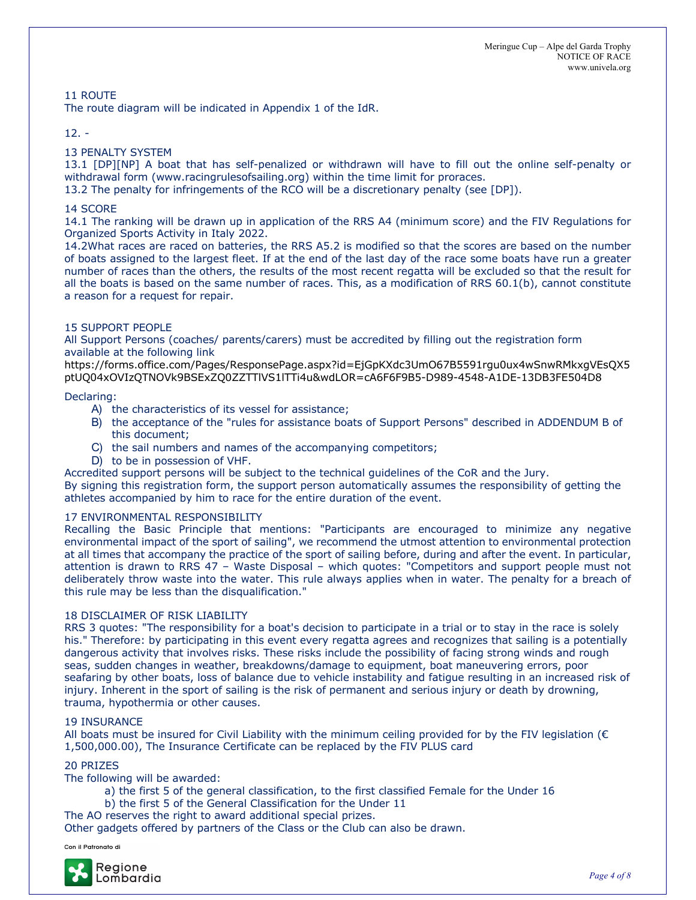## 11 ROUTE

The route diagram will be indicated in Appendix 1 of the IdR.

## 12. -

## 13 PENALTY SYSTEM

13.1 [DP][NP] A boat that has self-penalized or withdrawn will have to fill out the online self-penalty or withdrawal form (www.racingrulesofsailing.org) within the time limit for proraces.

13.2 The penalty for infringements of the RCO will be a discretionary penalty (see [DP]).

## 14 SCORE

14.1 The ranking will be drawn up in application of the RRS A4 (minimum score) and the FIV Regulations for Organized Sports Activity in Italy 2022.

14.2What races are raced on batteries, the RRS A5.2 is modified so that the scores are based on the number of boats assigned to the largest fleet. If at the end of the last day of the race some boats have run a greater number of races than the others, the results of the most recent regatta will be excluded so that the result for all the boats is based on the same number of races. This, as a modification of RRS 60.1(b), cannot constitute a reason for a request for repair.

## 15 SUPPORT PEOPLE

All Support Persons (coaches/ parents/carers) must be accredited by filling out the registration form available at the following link

https://forms.office.com/Pages/ResponsePage.aspx?id=EjGpKXdc3UmO67B5591rgu0ux4wSnwRMkxgVEsQX5ptUQ04xOVIzQTNOVk9BSExZQ0ZZTTlVS1lTTi4u&wdLOR=cA6F6F9B5-D989-4548-A1DE-13DB3FE504D8

Declaring:

A) the characteristics of its vessel for assistance;
B) the acceptance of the "rules for assistance boats of Support Persons" described in ADDENDUM B of this document;
C) the sail numbers and names of the accompanying competitors;
D) to be in possession of VHF.

Accredited support persons will be subject to the technical guidelines of the CoR and the Jury.

By signing this registration form, the support person automatically assumes the responsibility of getting the athletes accompanied by him to race for the entire duration of the event.

## 17 ENVIRONMENTAL RESPONSIBILITY

Recalling the Basic Principle that mentions: "Participants are encouraged to minimize any negative environmental impact of the sport of sailing", we recommend the utmost attention to environmental protection at all times that accompany the practice of the sport of sailing before, during and after the event. In particular, attention is drawn to RRS 47 – Waste Disposal – which quotes: "Competitors and support people must not deliberately throw waste into the water. This rule always applies when in water. The penalty for a breach of this rule may be less than the disqualification."

## 18 DISCLAIMER OF RISK LIABILITY

RRS 3 quotes: "The responsibility for a boat's decision to participate in a trial or to stay in the race is solely his." Therefore: by participating in this event every regatta agrees and recognizes that sailing is a potentially dangerous activity that involves risks. These risks include the possibility of facing strong winds and rough seas, sudden changes in weather, breakdowns/damage to equipment, boat maneuvering errors, poor seafaring by other boats, loss of balance due to vehicle instability and fatigue resulting in an increased risk of injury. Inherent in the sport of sailing is the risk of permanent and serious injury or death by drowning, trauma, hypothermia or other causes.

## 19 INSURANCE

All boats must be insured for Civil Liability with the minimum ceiling provided for by the FIV legislation (€ 1,500,000.00), The Insurance Certificate can be replaced by the FIV PLUS card

## 20 PRIZES

The following will be awarded:

a) the first 5 of the general classification, to the first classified Female for the Under 16
b) the first 5 of the General Classification for the Under 11

The AO reserves the right to award additional special prizes.

Other gadgets offered by partners of the Class or the Club can also be drawn.

Con il Patronato di

Regione Lombardia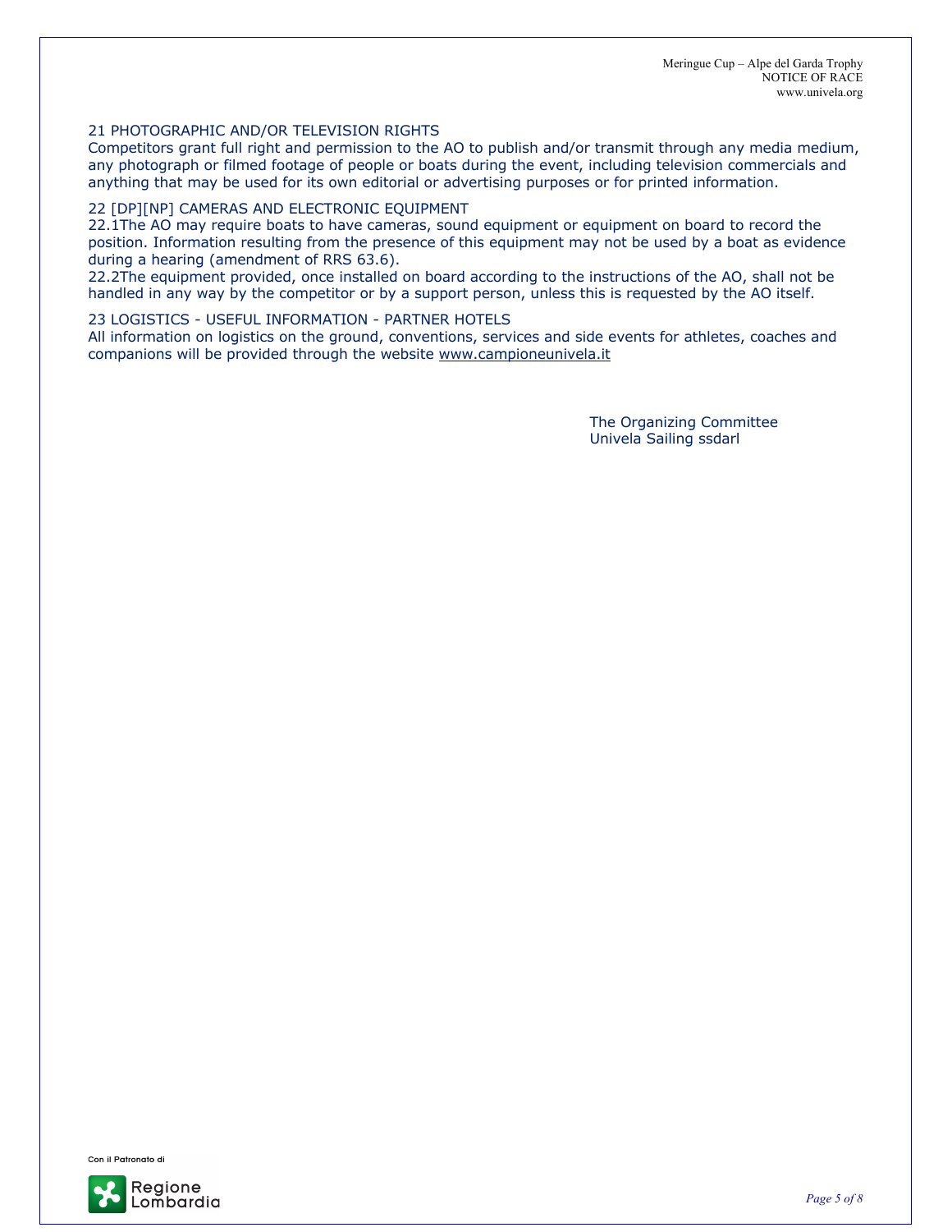## 21 PHOTOGRAPHIC AND/OR TELEVISION RIGHTS

Competitors grant full right and permission to the AO to publish and/or transmit through any media medium, any photograph or filmed footage of people or boats during the event, including television commercials and anything that may be used for its own editorial or advertising purposes or for printed information.

## 22 [DP][NP] CAMERAS AND ELECTRONIC EQUIPMENT

22.1The AO may require boats to have cameras, sound equipment or equipment on board to record the position. Information resulting from the presence of this equipment may not be used by a boat as evidence during a hearing (amendment of RRS 63.6).

22.2The equipment provided, once installed on board according to the instructions of the AO, shall not be handled in any way by the competitor or by a support person, unless this is requested by the AO itself.

## 23 LOGISTICS - USEFUL INFORMATION - PARTNER HOTELS

All information on logistics on the ground, conventions, services and side events for athletes, coaches and companions will be provided through the website www.campioneunivela.it

The Organizing Committee
Univela Sailing ssdarl

Con il Patronato di

Regione Lombardia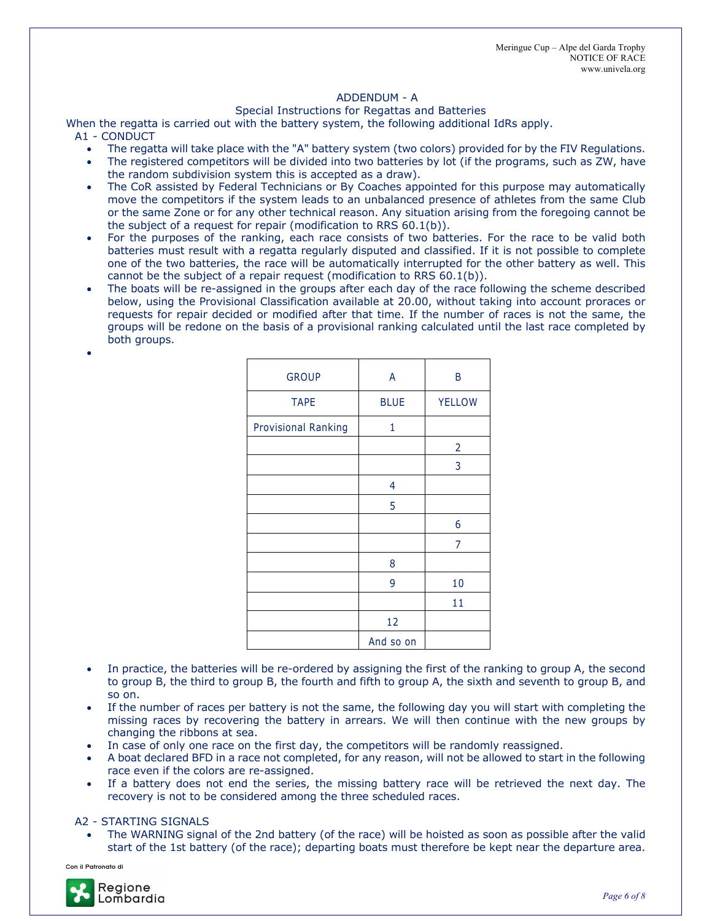## ADDENDUM - A

### Special Instructions for Regattas and Batteries

When the regatta is carried out with the battery system, the following additional IdRs apply.

A1 - CONDUCT

- The regatta will take place with the "A" battery system (two colors) provided for by the FIV Regulations.
- The registered competitors will be divided into two batteries by lot (if the programs, such as ZW, have the random subdivision system this is accepted as a draw).
- The CoR assisted by Federal Technicians or By Coaches appointed for this purpose may automatically move the competitors if the system leads to an unbalanced presence of athletes from the same Club or the same Zone or for any other technical reason. Any situation arising from the foregoing cannot be the subject of a request for repair (modification to RRS 60.1(b)).
- For the purposes of the ranking, each race consists of two batteries. For the race to be valid both batteries must result with a regatta regularly disputed and classified. If it is not possible to complete one of the two batteries, the race will be automatically interrupted for the other battery as well. This cannot be the subject of a repair request (modification to RRS 60.1(b)).
- The boats will be re-assigned in the groups after each day of the race following the scheme described below, using the Provisional Classification available at 20.00, without taking into account proraces or requests for repair decided or modified after that time. If the number of races is not the same, the groups will be redone on the basis of a provisional ranking calculated until the last race completed by both groups.
-

| GROUP | A | B |
|---|---|---|
| TAPE | BLUE | YELLOW |
| Provisional Ranking | 1 | |
| | | 2 |
| | | 3 |
| | 4 | |
| | 5 | |
| | | 6 |
| | | 7 |
| | 8 | |
| | 9 | 10 |
| | | 11 |
| | 12 | |
| | And so on | |

- In practice, the batteries will be re-ordered by assigning the first of the ranking to group A, the second to group B, the third to group B, the fourth and fifth to group A, the sixth and seventh to group B, and so on.
- If the number of races per battery is not the same, the following day you will start with completing the missing races by recovering the battery in arrears. We will then continue with the new groups by changing the ribbons at sea.
- In case of only one race on the first day, the competitors will be randomly reassigned.
- A boat declared BFD in a race not completed, for any reason, will not be allowed to start in the following race even if the colors are re-assigned.
- If a battery does not end the series, the missing battery race will be retrieved the next day. The recovery is not to be considered among the three scheduled races.

A2 - STARTING SIGNALS

- The WARNING signal of the 2nd battery (of the race) will be hoisted as soon as possible after the valid start of the 1st battery (of the race); departing boats must therefore be kept near the departure area.

Con il Patronato di

Regione Lombardia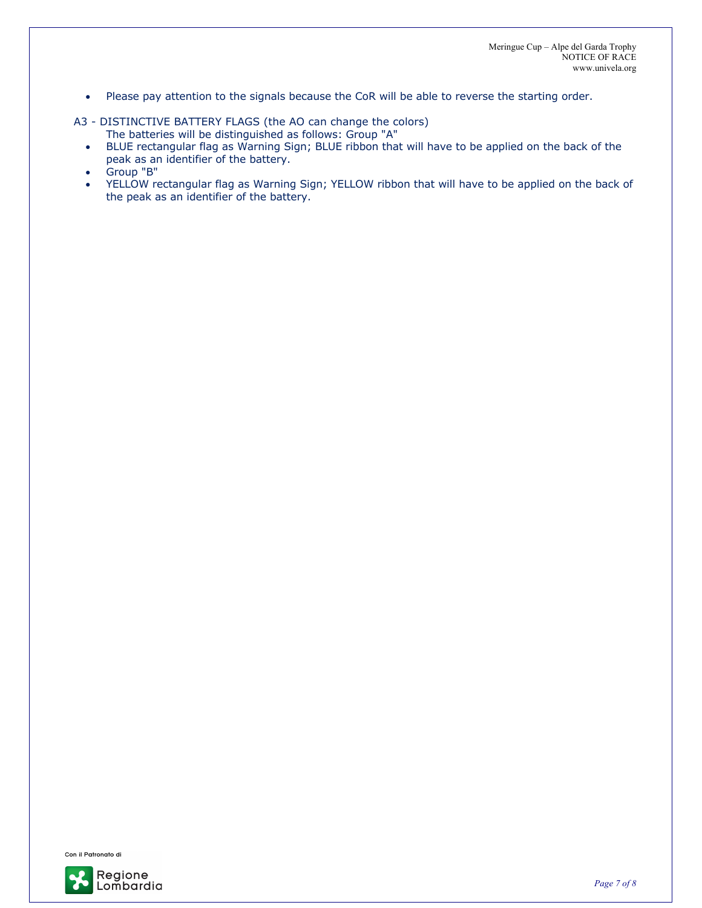- Please pay attention to the signals because the CoR will be able to reverse the starting order.

A3 - DISTINCTIVE BATTERY FLAGS (the AO can change the colors)

The batteries will be distinguished as follows: Group "A"

- BLUE rectangular flag as Warning Sign; BLUE ribbon that will have to be applied on the back of the peak as an identifier of the battery.
- Group "B"
- YELLOW rectangular flag as Warning Sign; YELLOW ribbon that will have to be applied on the back of the peak as an identifier of the battery.

Con il Patronato di

Regione Lombardia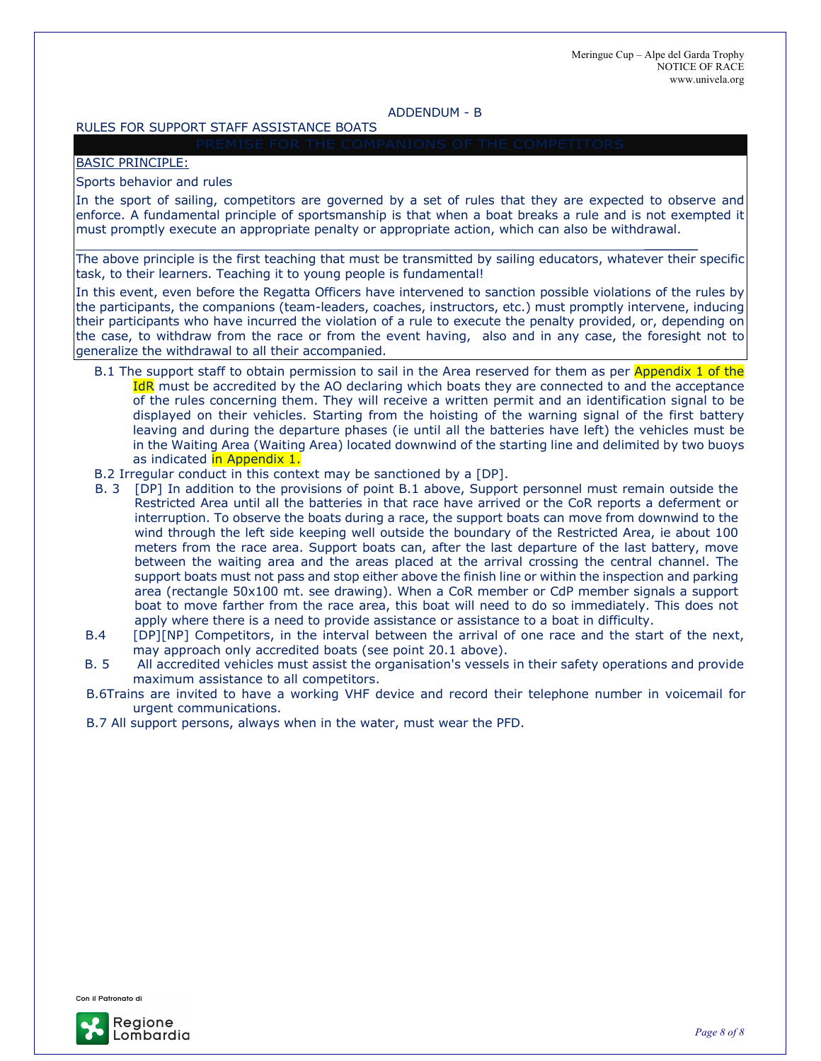ADDENDUM - B

## RULES FOR SUPPORT STAFF ASSISTANCE BOATS

### PREMISE FOR THE COMPANIONS OF THE COMPETITORS

BASIC PRINCIPLE:

Sports behavior and rules

In the sport of sailing, competitors are governed by a set of rules that they are expected to observe and enforce. A fundamental principle of sportsmanship is that when a boat breaks a rule and is not exempted it must promptly execute an appropriate penalty or appropriate action, which can also be withdrawal.

---

The above principle is the first teaching that must be transmitted by sailing educators, whatever their specific task, to their learners. Teaching it to young people is fundamental!

In this event, even before the Regatta Officers have intervened to sanction possible violations of the rules by the participants, the companions (team-leaders, coaches, instructors, etc.) must promptly intervene, inducing their participants who have incurred the violation of a rule to execute the penalty provided, or, depending on the case, to withdraw from the race or from the event having, also and in any case, the foresight not to generalize the withdrawal to all their accompanied.

B.1 The support staff to obtain permission to sail in the Area reserved for them as per Appendix 1 of the IdR must be accredited by the AO declaring which boats they are connected to and the acceptance of the rules concerning them. They will receive a written permit and an identification signal to be displayed on their vehicles. Starting from the hoisting of the warning signal of the first battery leaving and during the departure phases (ie until all the batteries have left) the vehicles must be in the Waiting Area (Waiting Area) located downwind of the starting line and delimited by two buoys as indicated in Appendix 1.

B.2 Irregular conduct in this context may be sanctioned by a [DP].

B. 3 [DP] In addition to the provisions of point B.1 above, Support personnel must remain outside the Restricted Area until all the batteries in that race have arrived or the CoR reports a deferment or interruption. To observe the boats during a race, the support boats can move from downwind to the wind through the left side keeping well outside the boundary of the Restricted Area, ie about 100 meters from the race area. Support boats can, after the last departure of the last battery, move between the waiting area and the areas placed at the arrival crossing the central channel. The support boats must not pass and stop either above the finish line or within the inspection and parking area (rectangle 50x100 mt. see drawing). When a CoR member or CdP member signals a support boat to move farther from the race area, this boat will need to do so immediately. This does not apply where there is a need to provide assistance or assistance to a boat in difficulty.

B.4 [DP][NP] Competitors, in the interval between the arrival of one race and the start of the next, may approach only accredited boats (see point 20.1 above).

B. 5 All accredited vehicles must assist the organisation's vessels in their safety operations and provide maximum assistance to all competitors.

B.6Trains are invited to have a working VHF device and record their telephone number in voicemail for urgent communications.

B.7 All support persons, always when in the water, must wear the PFD.

Con il Patronato di

Regione Lombardia